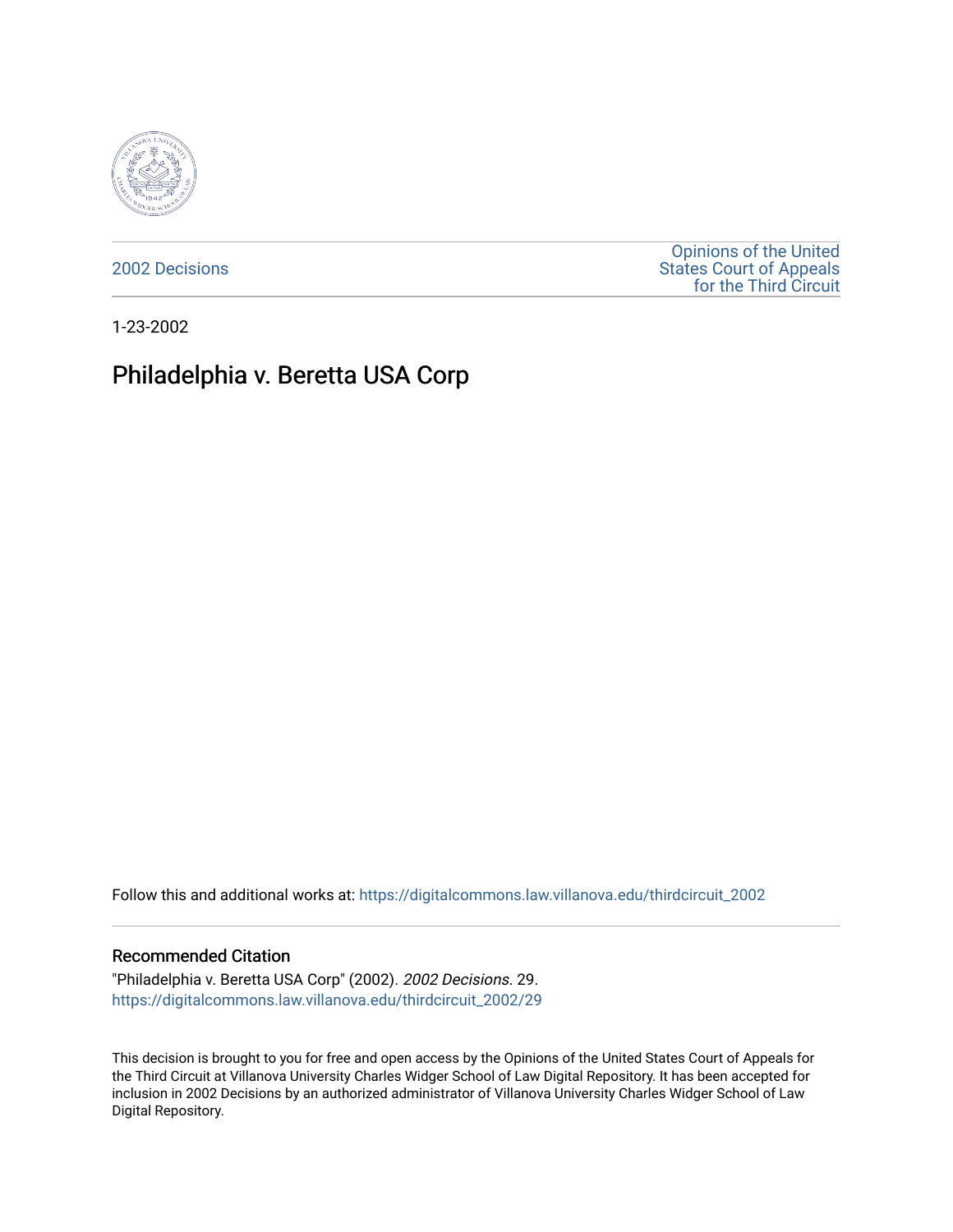2002 Decisions

Opinions of the United States Court of Appeals for the Third Circuit

1-23-2002

# Philadelphia v. Beretta USA Corp

Follow this and additional works at: https://digitalcommons.law.villanova.edu/thirdcircuit_2002

## Recommended Citation

"Philadelphia v. Beretta USA Corp" (2002). *2002 Decisions*. 29.
https://digitalcommons.law.villanova.edu/thirdcircuit_2002/29

This decision is brought to you for free and open access by the Opinions of the United States Court of Appeals for the Third Circuit at Villanova University Charles Widger School of Law Digital Repository. It has been accepted for inclusion in 2002 Decisions by an authorized administrator of Villanova University Charles Widger School of Law Digital Repository.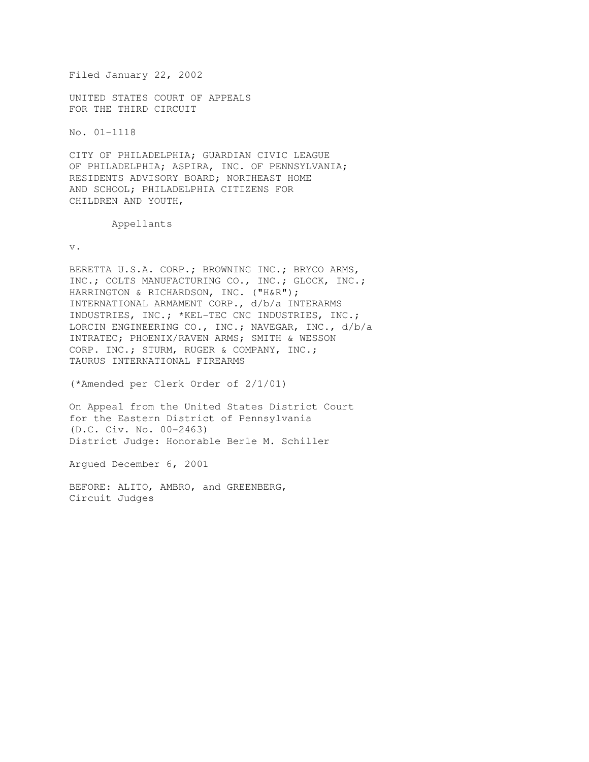Filed January 22, 2002

UNITED STATES COURT OF APPEALS
FOR THE THIRD CIRCUIT

No. 01-1118

CITY OF PHILADELPHIA; GUARDIAN CIVIC LEAGUE OF PHILADELPHIA; ASPIRA, INC. OF PENNSYLVANIA; RESIDENTS ADVISORY BOARD; NORTHEAST HOME AND SCHOOL; PHILADELPHIA CITIZENS FOR CHILDREN AND YOUTH,

Appellants

v.

BERETTA U.S.A. CORP.; BROWNING INC.; BRYCO ARMS, INC.; COLTS MANUFACTURING CO., INC.; GLOCK, INC.; HARRINGTON & RICHARDSON, INC. ("H&R"); INTERNATIONAL ARMAMENT CORP., d/b/a INTERARMS INDUSTRIES, INC.; *KEL-TEC CNC INDUSTRIES, INC.; LORCIN ENGINEERING CO., INC.; NAVEGAR, INC., d/b/a INTRATEC; PHOENIX/RAVEN ARMS; SMITH & WESSON CORP. INC.; STURM, RUGER & COMPANY, INC.; TAURUS INTERNATIONAL FIREARMS

(*Amended per Clerk Order of 2/1/01)

On Appeal from the United States District Court for the Eastern District of Pennsylvania
(D.C. Civ. No. 00-2463)
District Judge: Honorable Berle M. Schiller

Argued December 6, 2001

BEFORE: ALITO, AMBRO, and GREENBERG, Circuit Judges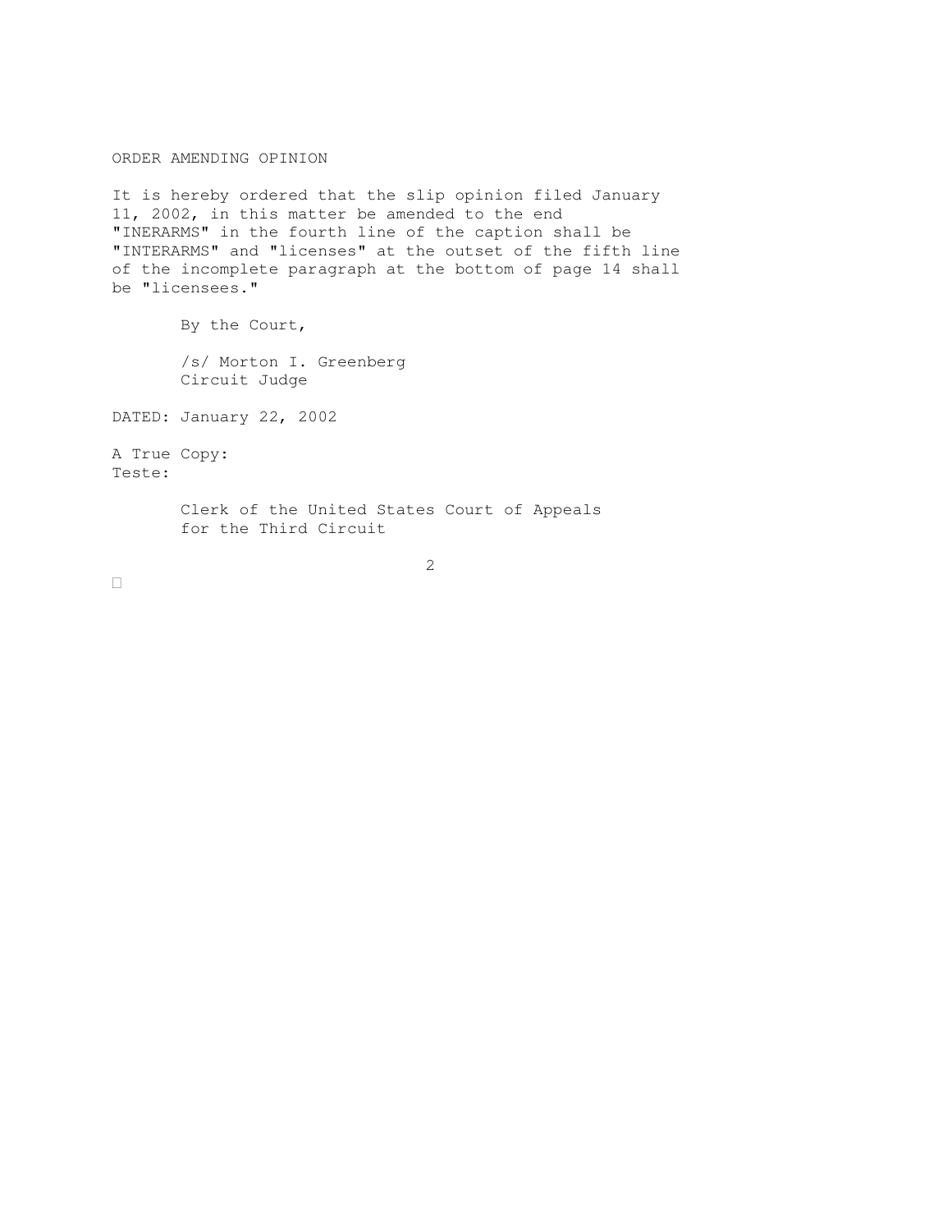ORDER AMENDING OPINION

It is hereby ordered that the slip opinion filed January 11, 2002, in this matter be amended to the end "INERARMS" in the fourth line of the caption shall be "INTERARMS" and "licenses" at the outset of the fifth line of the incomplete paragraph at the bottom of page 14 shall be "licensees."

By the Court,

/s/ Morton I. Greenberg
Circuit Judge

DATED: January 22, 2002

A True Copy:
Teste:

Clerk of the United States Court of Appeals
for the Third Circuit